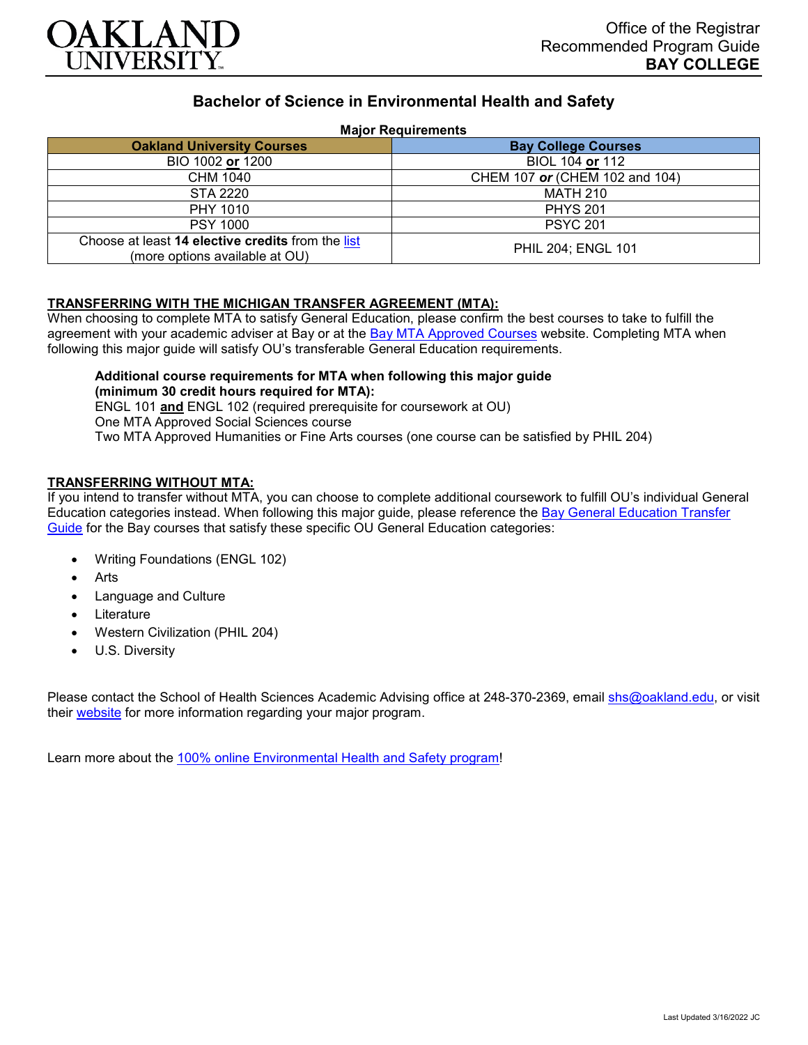OAKLAND UNIVERSITY

Office of the Registrar
Recommended Program Guide
**BAY COLLEGE**

# Bachelor of Science in Environmental Health and Safety

**Major Requirements**

| Oakland University Courses | Bay College Courses |
|---|---|
| BIO 1002 **or** 1200 | BIOL 104 **or** 112 |
| CHM 1040 | CHEM 107 ***or*** (CHEM 102 and 104) |
| STA 2220 | MATH 210 |
| PHY 1010 | PHYS 201 |
| PSY 1000 | PSYC 201 |
| Choose at least **14 elective credits** from the list (more options available at OU) | PHIL 204; ENGL 101 |

## TRANSFERRING WITH THE MICHIGAN TRANSFER AGREEMENT (MTA):

When choosing to complete MTA to satisfy General Education, please confirm the best courses to take to fulfill the agreement with your academic adviser at Bay or at the Bay MTA Approved Courses website. Completing MTA when following this major guide will satisfy OU's transferable General Education requirements.

**Additional course requirements for MTA when following this major guide (minimum 30 credit hours required for MTA):**
ENGL 101 **and** ENGL 102 (required prerequisite for coursework at OU)
One MTA Approved Social Sciences course
Two MTA Approved Humanities or Fine Arts courses (one course can be satisfied by PHIL 204)

## TRANSFERRING WITHOUT MTA:

If you intend to transfer without MTA, you can choose to complete additional coursework to fulfill OU's individual General Education categories instead. When following this major guide, please reference the Bay General Education Transfer Guide for the Bay courses that satisfy these specific OU General Education categories:

- Writing Foundations (ENGL 102)
- Arts
- Language and Culture
- Literature
- Western Civilization (PHIL 204)
- U.S. Diversity

Please contact the School of Health Sciences Academic Advising office at 248-370-2369, email shs@oakland.edu, or visit their website for more information regarding your major program.

Learn more about the 100% online Environmental Health and Safety program!

Last Updated 3/16/2022 JC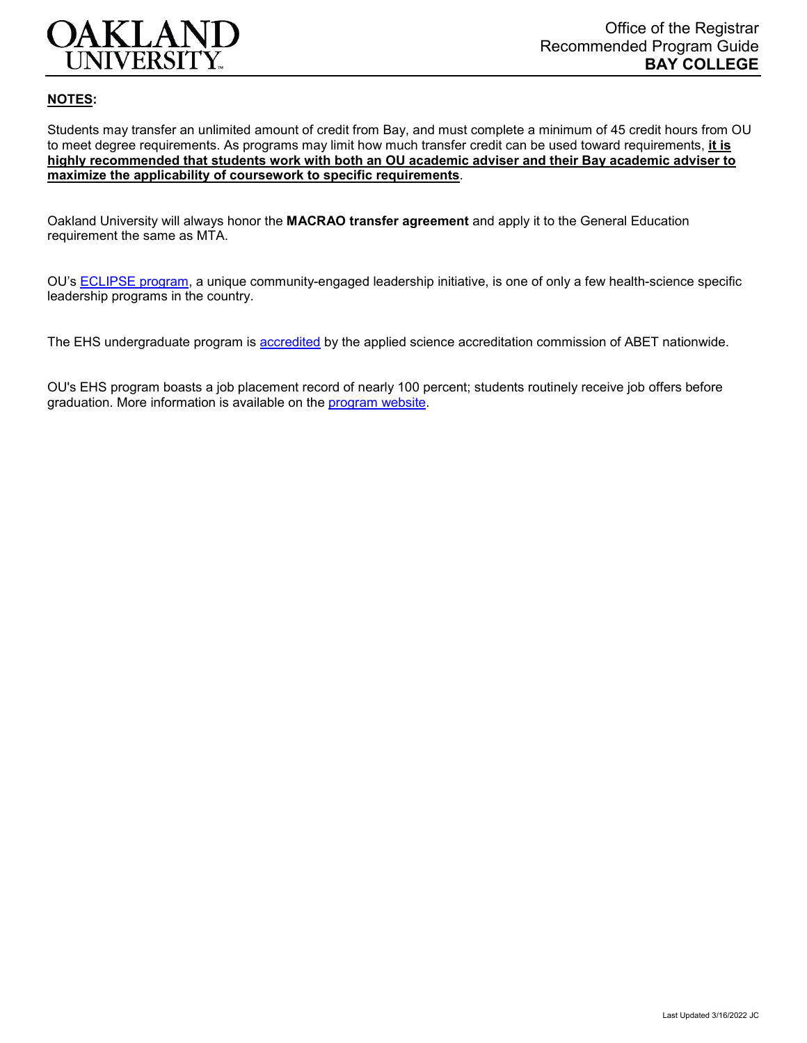**NOTES:**

Students may transfer an unlimited amount of credit from Bay, and must complete a minimum of 45 credit hours from OU to meet degree requirements. As programs may limit how much transfer credit can be used toward requirements, **it is highly recommended that students work with both an OU academic adviser and their Bay academic adviser to maximize the applicability of coursework to specific requirements**.

Oakland University will always honor the **MACRAO transfer agreement** and apply it to the General Education requirement the same as MTA.

OU's ECLIPSE program, a unique community-engaged leadership initiative, is one of only a few health-science specific leadership programs in the country.

The EHS undergraduate program is accredited by the applied science accreditation commission of ABET nationwide.

OU's EHS program boasts a job placement record of nearly 100 percent; students routinely receive job offers before graduation. More information is available on the program website.

Last Updated 3/16/2022 JC